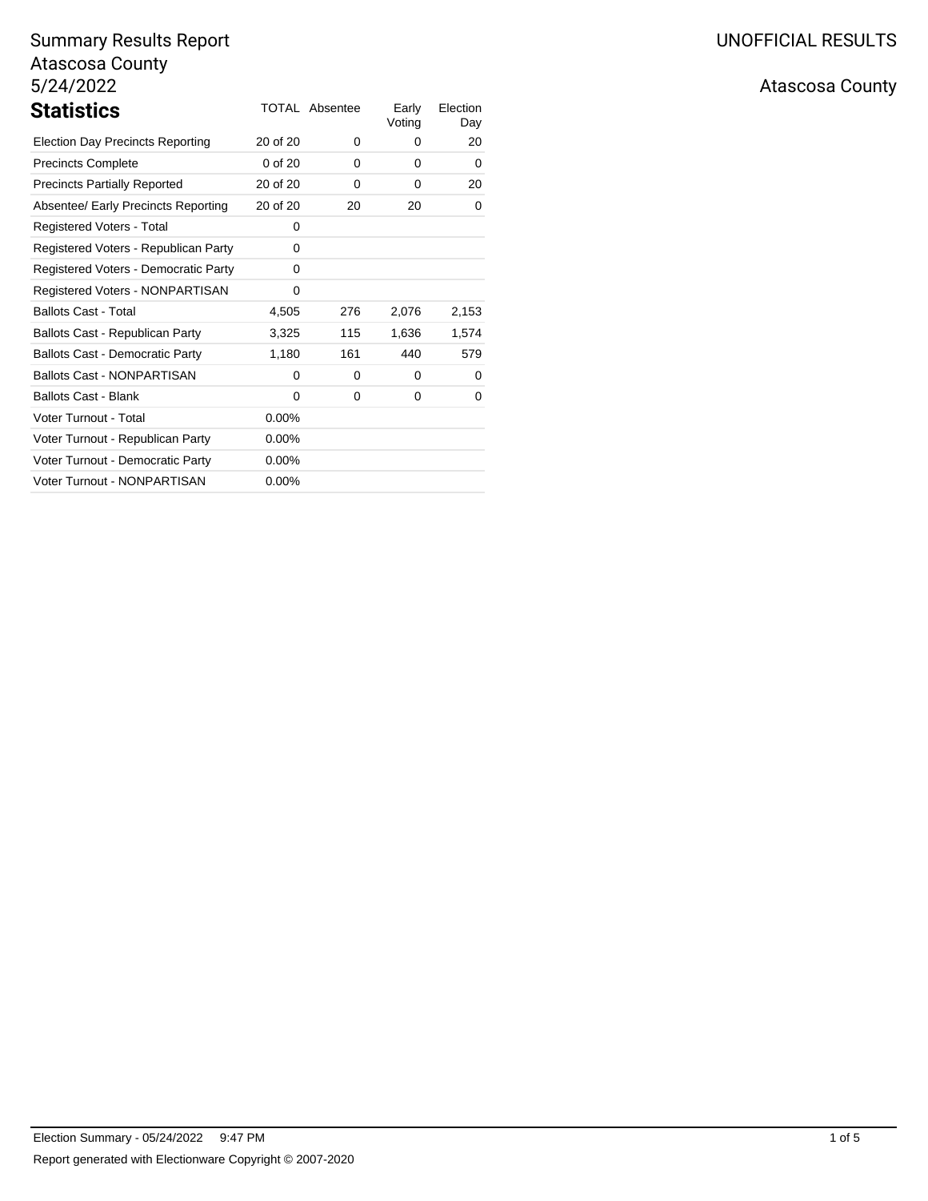Summary Results Report
Atascosa County
5/24/2022

UNOFFICIAL RESULTS

Atascosa County

## Statistics

| Statistics | TOTAL | Absentee | Early Voting | Election Day |
|---|---|---|---|---|
| Election Day Precincts Reporting | 20 of 20 | 0 | 0 | 20 |
| Precincts Complete | 0 of 20 | 0 | 0 | 0 |
| Precincts Partially Reported | 20 of 20 | 0 | 0 | 20 |
| Absentee/ Early Precincts Reporting | 20 of 20 | 20 | 20 | 0 |
| Registered Voters - Total | 0 | | | |
| Registered Voters - Republican Party | 0 | | | |
| Registered Voters - Democratic Party | 0 | | | |
| Registered Voters - NONPARTISAN | 0 | | | |
| Ballots Cast - Total | 4,505 | 276 | 2,076 | 2,153 |
| Ballots Cast - Republican Party | 3,325 | 115 | 1,636 | 1,574 |
| Ballots Cast - Democratic Party | 1,180 | 161 | 440 | 579 |
| Ballots Cast - NONPARTISAN | 0 | 0 | 0 | 0 |
| Ballots Cast - Blank | 0 | 0 | 0 | 0 |
| Voter Turnout - Total | 0.00% | | | |
| Voter Turnout - Republican Party | 0.00% | | | |
| Voter Turnout - Democratic Party | 0.00% | | | |
| Voter Turnout - NONPARTISAN | 0.00% | | | |

Election Summary - 05/24/2022 9:47 PM

Report generated with Electionware Copyright © 2007-2020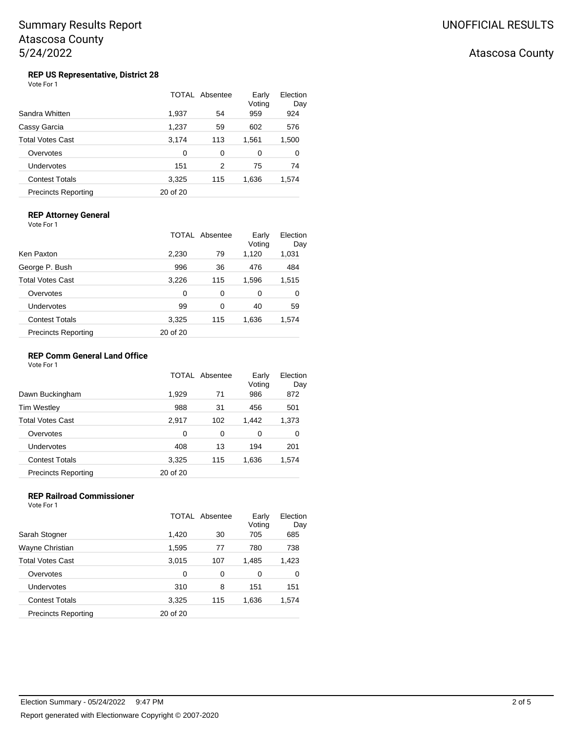# Summary Results Report
# Atascosa County
# 5/24/2022

UNOFFICIAL RESULTS

Atascosa County

### REP US Representative, District 28

Vote For 1

| | TOTAL | Absentee | Early Voting | Election Day |
|---|---|---|---|---|
| Sandra Whitten | 1,937 | 54 | 959 | 924 |
| Cassy Garcia | 1,237 | 59 | 602 | 576 |
| Total Votes Cast | 3,174 | 113 | 1,561 | 1,500 |
| Overvotes | 0 | 0 | 0 | 0 |
| Undervotes | 151 | 2 | 75 | 74 |
| Contest Totals | 3,325 | 115 | 1,636 | 1,574 |
| Precincts Reporting | 20 of 20 | | | |

### REP Attorney General

Vote For 1

| | TOTAL | Absentee | Early Voting | Election Day |
|---|---|---|---|---|
| Ken Paxton | 2,230 | 79 | 1,120 | 1,031 |
| George P. Bush | 996 | 36 | 476 | 484 |
| Total Votes Cast | 3,226 | 115 | 1,596 | 1,515 |
| Overvotes | 0 | 0 | 0 | 0 |
| Undervotes | 99 | 0 | 40 | 59 |
| Contest Totals | 3,325 | 115 | 1,636 | 1,574 |
| Precincts Reporting | 20 of 20 | | | |

### REP Comm General Land Office

Vote For 1

| | TOTAL | Absentee | Early Voting | Election Day |
|---|---|---|---|---|
| Dawn Buckingham | 1,929 | 71 | 986 | 872 |
| Tim Westley | 988 | 31 | 456 | 501 |
| Total Votes Cast | 2,917 | 102 | 1,442 | 1,373 |
| Overvotes | 0 | 0 | 0 | 0 |
| Undervotes | 408 | 13 | 194 | 201 |
| Contest Totals | 3,325 | 115 | 1,636 | 1,574 |
| Precincts Reporting | 20 of 20 | | | |

### REP Railroad Commissioner

Vote For 1

| | TOTAL | Absentee | Early Voting | Election Day |
|---|---|---|---|---|
| Sarah Stogner | 1,420 | 30 | 705 | 685 |
| Wayne Christian | 1,595 | 77 | 780 | 738 |
| Total Votes Cast | 3,015 | 107 | 1,485 | 1,423 |
| Overvotes | 0 | 0 | 0 | 0 |
| Undervotes | 310 | 8 | 151 | 151 |
| Contest Totals | 3,325 | 115 | 1,636 | 1,574 |
| Precincts Reporting | 20 of 20 | | | |

Election Summary - 05/24/2022 9:47 PM

Report generated with Electionware Copyright © 2007-2020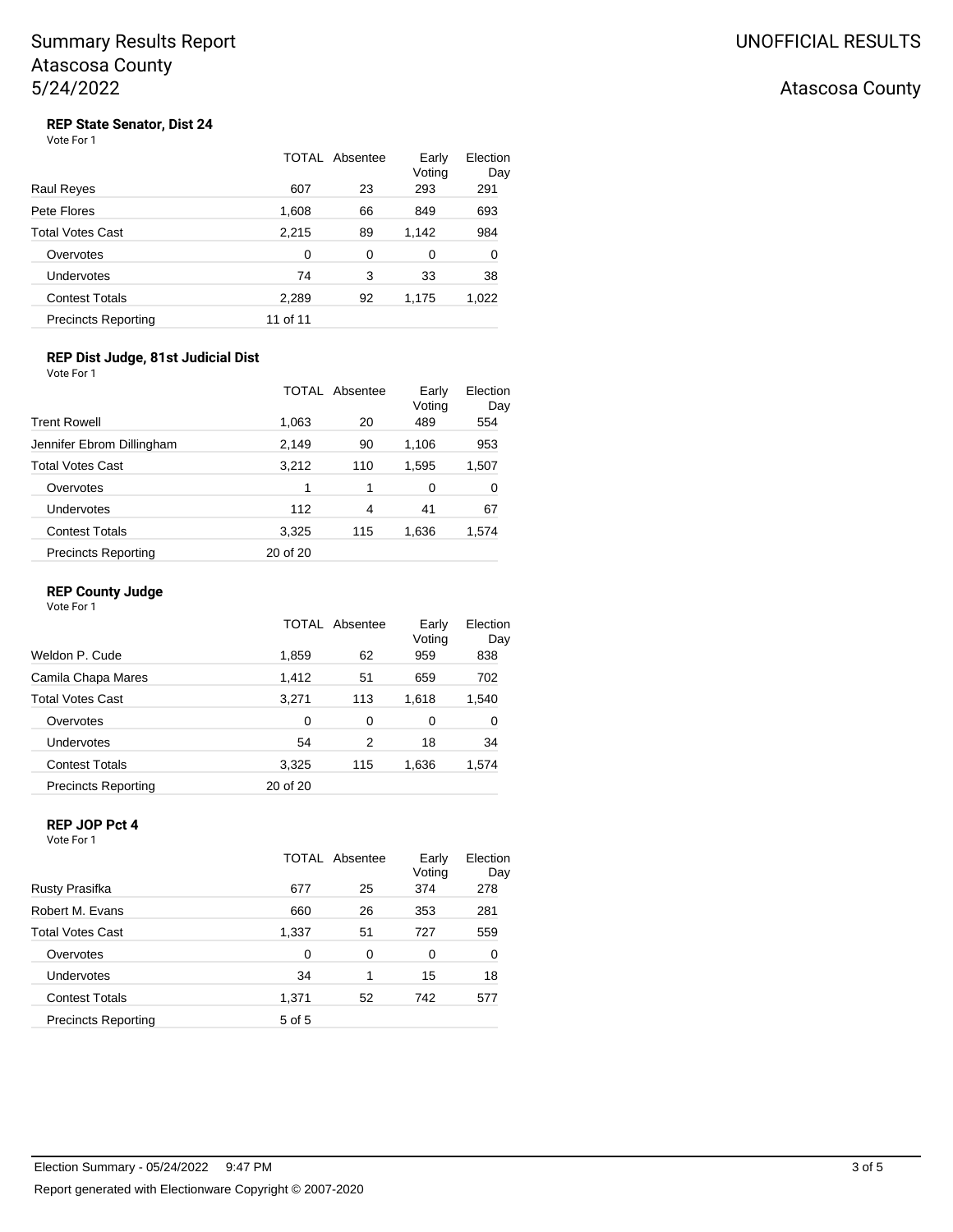Summary Results Report
Atascosa County
5/24/2022

UNOFFICIAL RESULTS

Atascosa County

### REP State Senator, Dist 24

Vote For 1

| | TOTAL | Absentee | Early Voting | Election Day |
|---|---|---|---|---|
| Raul Reyes | 607 | 23 | 293 | 291 |
| Pete Flores | 1,608 | 66 | 849 | 693 |
| Total Votes Cast | 2,215 | 89 | 1,142 | 984 |
| Overvotes | 0 | 0 | 0 | 0 |
| Undervotes | 74 | 3 | 33 | 38 |
| Contest Totals | 2,289 | 92 | 1,175 | 1,022 |
| Precincts Reporting | 11 of 11 | | | |

### REP Dist Judge, 81st Judicial Dist

Vote For 1

| | TOTAL | Absentee | Early Voting | Election Day |
|---|---|---|---|---|
| Trent Rowell | 1,063 | 20 | 489 | 554 |
| Jennifer Ebrom Dillingham | 2,149 | 90 | 1,106 | 953 |
| Total Votes Cast | 3,212 | 110 | 1,595 | 1,507 |
| Overvotes | 1 | 1 | 0 | 0 |
| Undervotes | 112 | 4 | 41 | 67 |
| Contest Totals | 3,325 | 115 | 1,636 | 1,574 |
| Precincts Reporting | 20 of 20 | | | |

### REP County Judge

Vote For 1

| | TOTAL | Absentee | Early Voting | Election Day |
|---|---|---|---|---|
| Weldon P. Cude | 1,859 | 62 | 959 | 838 |
| Camila Chapa Mares | 1,412 | 51 | 659 | 702 |
| Total Votes Cast | 3,271 | 113 | 1,618 | 1,540 |
| Overvotes | 0 | 0 | 0 | 0 |
| Undervotes | 54 | 2 | 18 | 34 |
| Contest Totals | 3,325 | 115 | 1,636 | 1,574 |
| Precincts Reporting | 20 of 20 | | | |

### REP JOP Pct 4

Vote For 1

| | TOTAL | Absentee | Early Voting | Election Day |
|---|---|---|---|---|
| Rusty Prasifka | 677 | 25 | 374 | 278 |
| Robert M. Evans | 660 | 26 | 353 | 281 |
| Total Votes Cast | 1,337 | 51 | 727 | 559 |
| Overvotes | 0 | 0 | 0 | 0 |
| Undervotes | 34 | 1 | 15 | 18 |
| Contest Totals | 1,371 | 52 | 742 | 577 |
| Precincts Reporting | 5 of 5 | | | |

Election Summary - 05/24/2022 9:47 PM

Report generated with Electionware Copyright © 2007-2020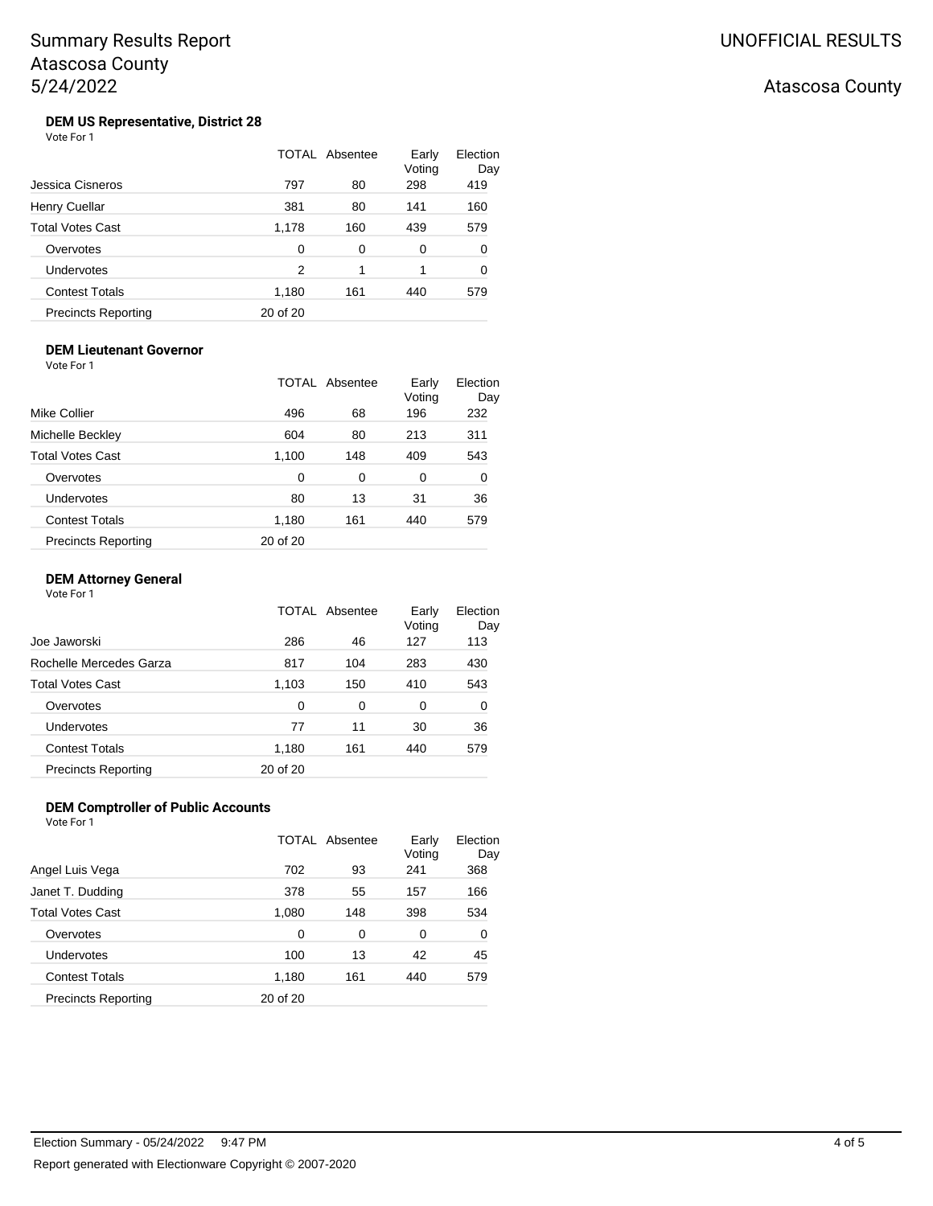# Summary Results Report
# Atascosa County
# 5/24/2022

UNOFFICIAL RESULTS

Atascosa County

### DEM US Representative, District 28

Vote For 1

| | TOTAL | Absentee | Early Voting | Election Day |
|---|---|---|---|---|
| Jessica Cisneros | 797 | 80 | 298 | 419 |
| Henry Cuellar | 381 | 80 | 141 | 160 |
| Total Votes Cast | 1,178 | 160 | 439 | 579 |
| Overvotes | 0 | 0 | 0 | 0 |
| Undervotes | 2 | 1 | 1 | 0 |
| Contest Totals | 1,180 | 161 | 440 | 579 |
| Precincts Reporting | 20 of 20 | | | |

### DEM Lieutenant Governor

Vote For 1

| | TOTAL | Absentee | Early Voting | Election Day |
|---|---|---|---|---|
| Mike Collier | 496 | 68 | 196 | 232 |
| Michelle Beckley | 604 | 80 | 213 | 311 |
| Total Votes Cast | 1,100 | 148 | 409 | 543 |
| Overvotes | 0 | 0 | 0 | 0 |
| Undervotes | 80 | 13 | 31 | 36 |
| Contest Totals | 1,180 | 161 | 440 | 579 |
| Precincts Reporting | 20 of 20 | | | |

### DEM Attorney General

Vote For 1

| | TOTAL | Absentee | Early Voting | Election Day |
|---|---|---|---|---|
| Joe Jaworski | 286 | 46 | 127 | 113 |
| Rochelle Mercedes Garza | 817 | 104 | 283 | 430 |
| Total Votes Cast | 1,103 | 150 | 410 | 543 |
| Overvotes | 0 | 0 | 0 | 0 |
| Undervotes | 77 | 11 | 30 | 36 |
| Contest Totals | 1,180 | 161 | 440 | 579 |
| Precincts Reporting | 20 of 20 | | | |

### DEM Comptroller of Public Accounts

Vote For 1

| | TOTAL | Absentee | Early Voting | Election Day |
|---|---|---|---|---|
| Angel Luis Vega | 702 | 93 | 241 | 368 |
| Janet T. Dudding | 378 | 55 | 157 | 166 |
| Total Votes Cast | 1,080 | 148 | 398 | 534 |
| Overvotes | 0 | 0 | 0 | 0 |
| Undervotes | 100 | 13 | 42 | 45 |
| Contest Totals | 1,180 | 161 | 440 | 579 |
| Precincts Reporting | 20 of 20 | | | |

Election Summary - 05/24/2022 9:47 PM

Report generated with Electionware Copyright © 2007-2020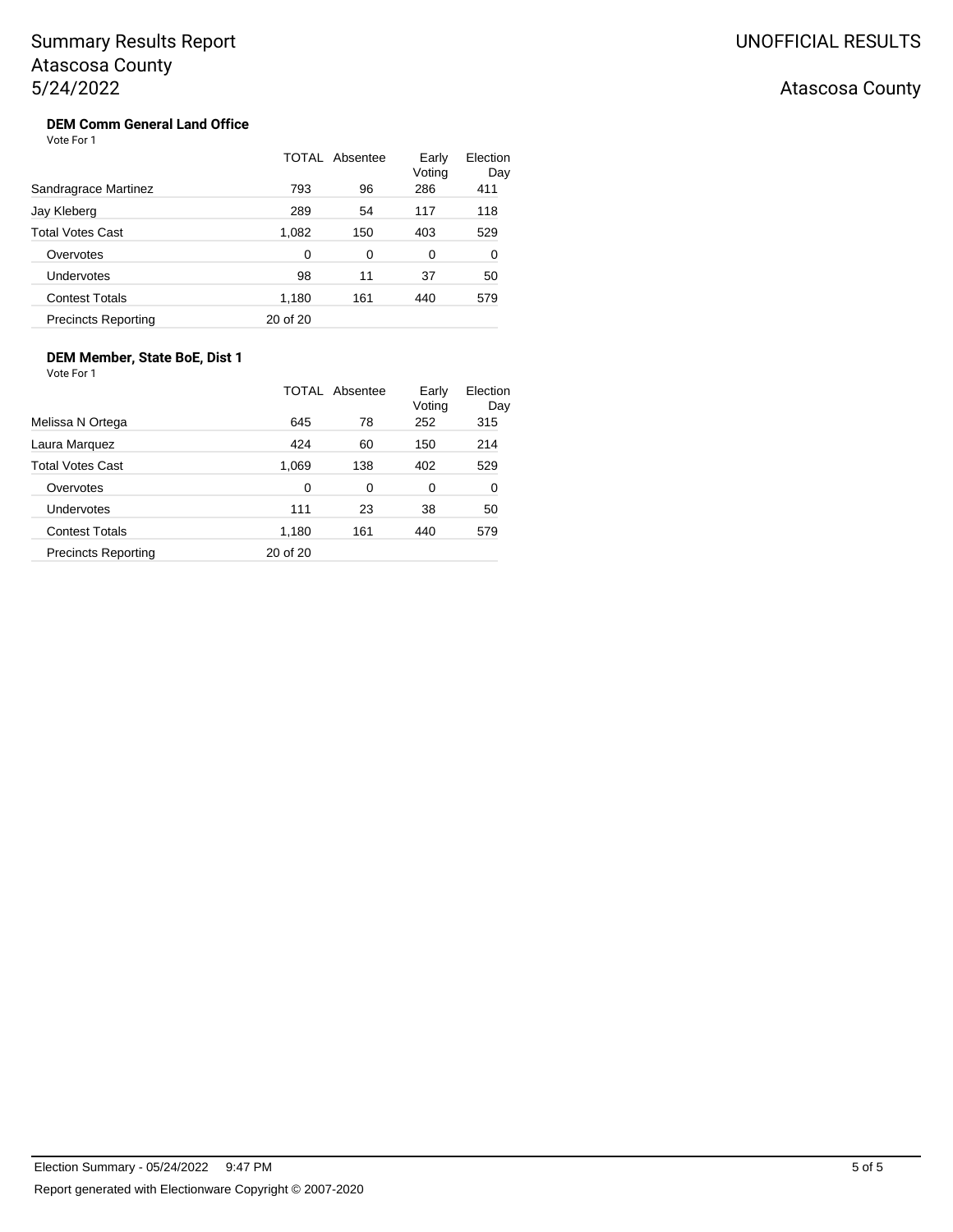# Summary Results Report
# Atascosa County
# 5/24/2022

UNOFFICIAL RESULTS

Atascosa County

### DEM Comm General Land Office

Vote For 1

| | TOTAL | Absentee | Early Voting | Election Day |
|---|---|---|---|---|
| Sandragrace Martinez | 793 | 96 | 286 | 411 |
| Jay Kleberg | 289 | 54 | 117 | 118 |
| Total Votes Cast | 1,082 | 150 | 403 | 529 |
| Overvotes | 0 | 0 | 0 | 0 |
| Undervotes | 98 | 11 | 37 | 50 |
| Contest Totals | 1,180 | 161 | 440 | 579 |
| Precincts Reporting | 20 of 20 | | | |

### DEM Member, State BoE, Dist 1

Vote For 1

| | TOTAL | Absentee | Early Voting | Election Day |
|---|---|---|---|---|
| Melissa N Ortega | 645 | 78 | 252 | 315 |
| Laura Marquez | 424 | 60 | 150 | 214 |
| Total Votes Cast | 1,069 | 138 | 402 | 529 |
| Overvotes | 0 | 0 | 0 | 0 |
| Undervotes | 111 | 23 | 38 | 50 |
| Contest Totals | 1,180 | 161 | 440 | 579 |
| Precincts Reporting | 20 of 20 | | | |

Election Summary - 05/24/2022 9:47 PM

Report generated with Electionware Copyright © 2007-2020